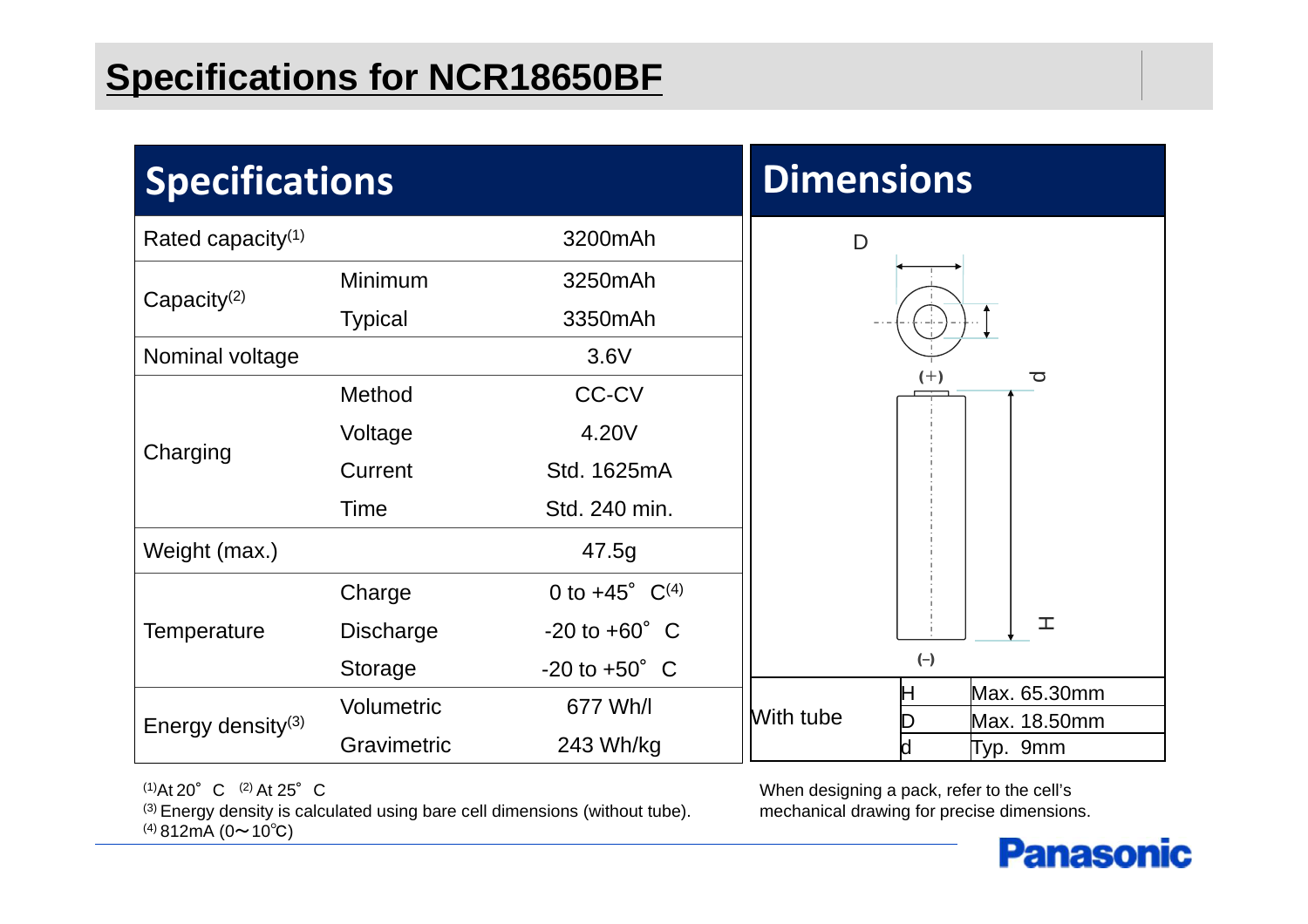# Specifications for NCR18650BF

## Specifications

| Specifications | | |
|---|---|---|
| Rated capacity[1] | | 3200mAh |
| Capacity[2] | Minimum | 3250mAh |
| | Typical | 3350mAh |
| Nominal voltage | | 3.6V |
| Charging | Method | CC-CV |
| | Voltage | 4.20V |
| | Current | Std. 1625mA |
| | Time | Std. 240 min. |
| Weight (max.) | | 47.5g |
| Temperature | Charge | 0 to +45° C[4] |
| | Discharge | -20 to +60° C |
| | Storage | -20 to +50° C |
| Energy density[3] | Volumetric | 677 Wh/l |
| | Gravimetric | 243 Wh/kg |

[1] At 20° C [2] At 25° C
[3] Energy density is calculated using bare cell dimensions (without tube).
[4] 812mA (0～10℃)

## Dimensions

D

(+)

d

H

(−)

| With tube | H | Max. 65.30mm |
|---|---|---|
| | D | Max. 18.50mm |
| | d | Typ. 9mm |

When designing a pack, refer to the cell's mechanical drawing for precise dimensions.

Panasonic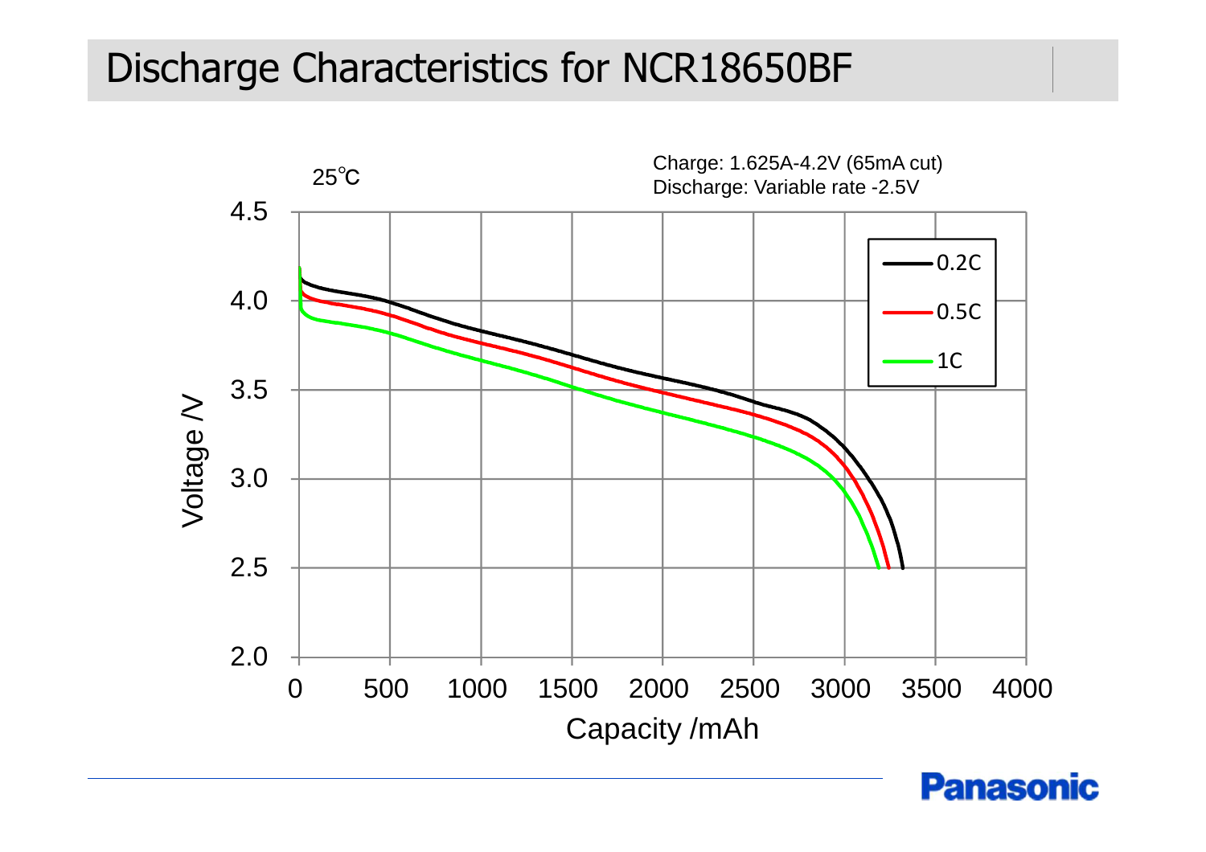# Discharge Characteristics for NCR18650BF

25℃

Charge: 1.625A-4.2V (65mA cut)
Discharge: Variable rate -2.5V

Legend: 0.2C, 0.5C, 1C

Voltage /V (2.0 – 4.5)

Capacity /mAh (0 – 4000)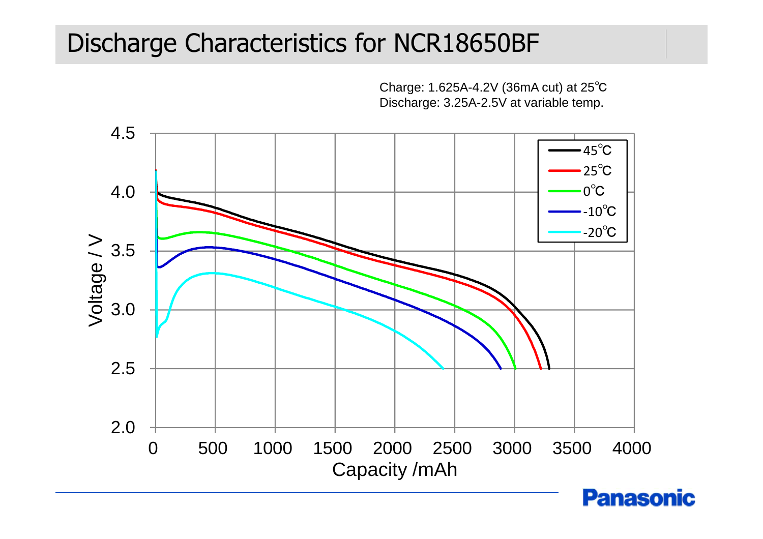# Discharge Characteristics for NCR18650BF

Charge: 1.625A-4.2V (36mA cut) at 25℃
Discharge: 3.25A-2.5V at variable temp.

Voltage / V

Capacity /mAh

45℃
25℃
0℃
-10℃
-20℃

Panasonic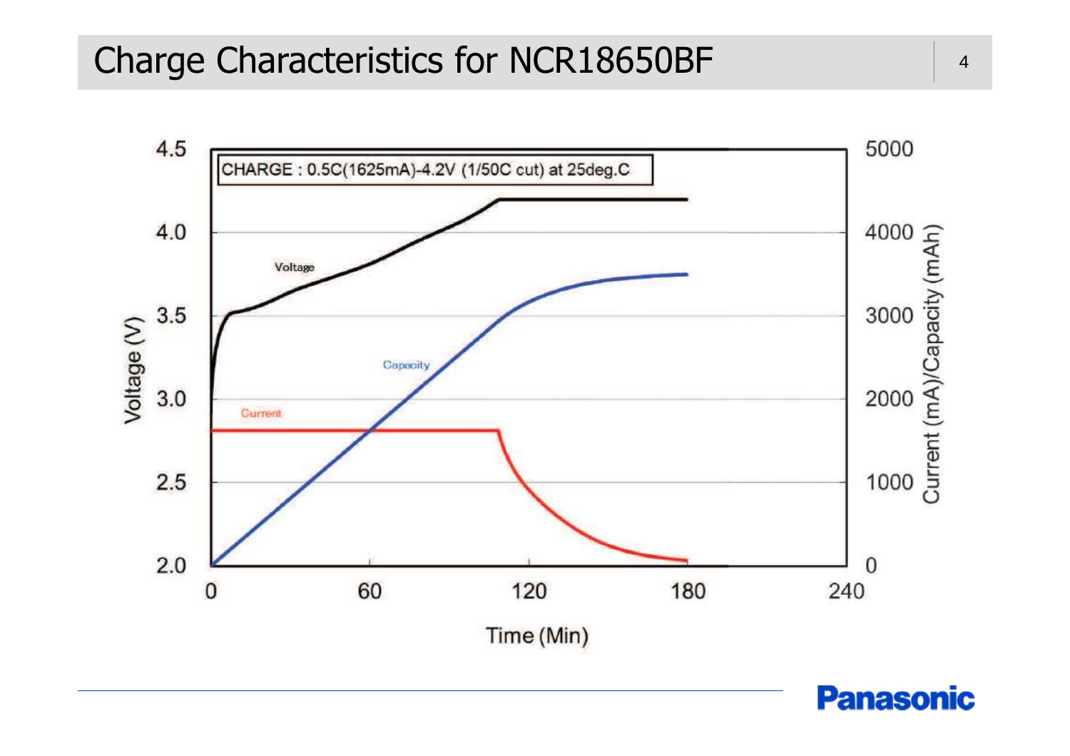# Charge Characteristics for NCR18650BF

CHARGE : 0.5C(1625mA)-4.2V (1/50C cut) at 25deg.C

Voltage (V)

Current (mA)/Capacity (mAh)

Time (Min)

Voltage

Capacity

Current

4.5, 4.0, 3.5, 3.0, 2.5, 2.0

5000, 4000, 3000, 2000, 1000, 0

0, 60, 120, 180, 240

Panasonic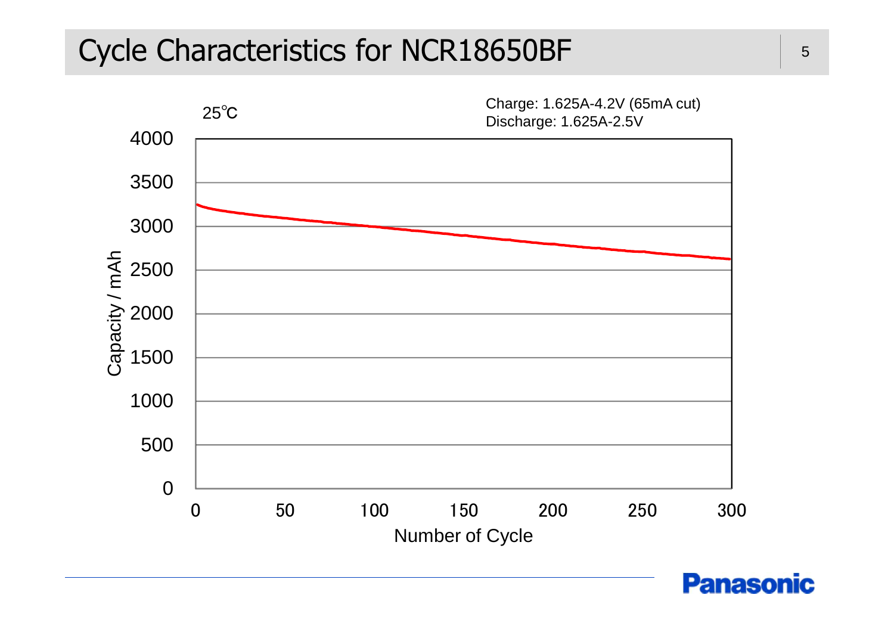# Cycle Characteristics for NCR18650BF

25℃

Charge: 1.625A-4.2V (65mA cut)
Discharge: 1.625A-2.5V

Capacity / mAh

4000
3500
3000
2500
2000
1500
1000
500
0

0 50 100 150 200 250 300

Number of Cycle

Panasonic